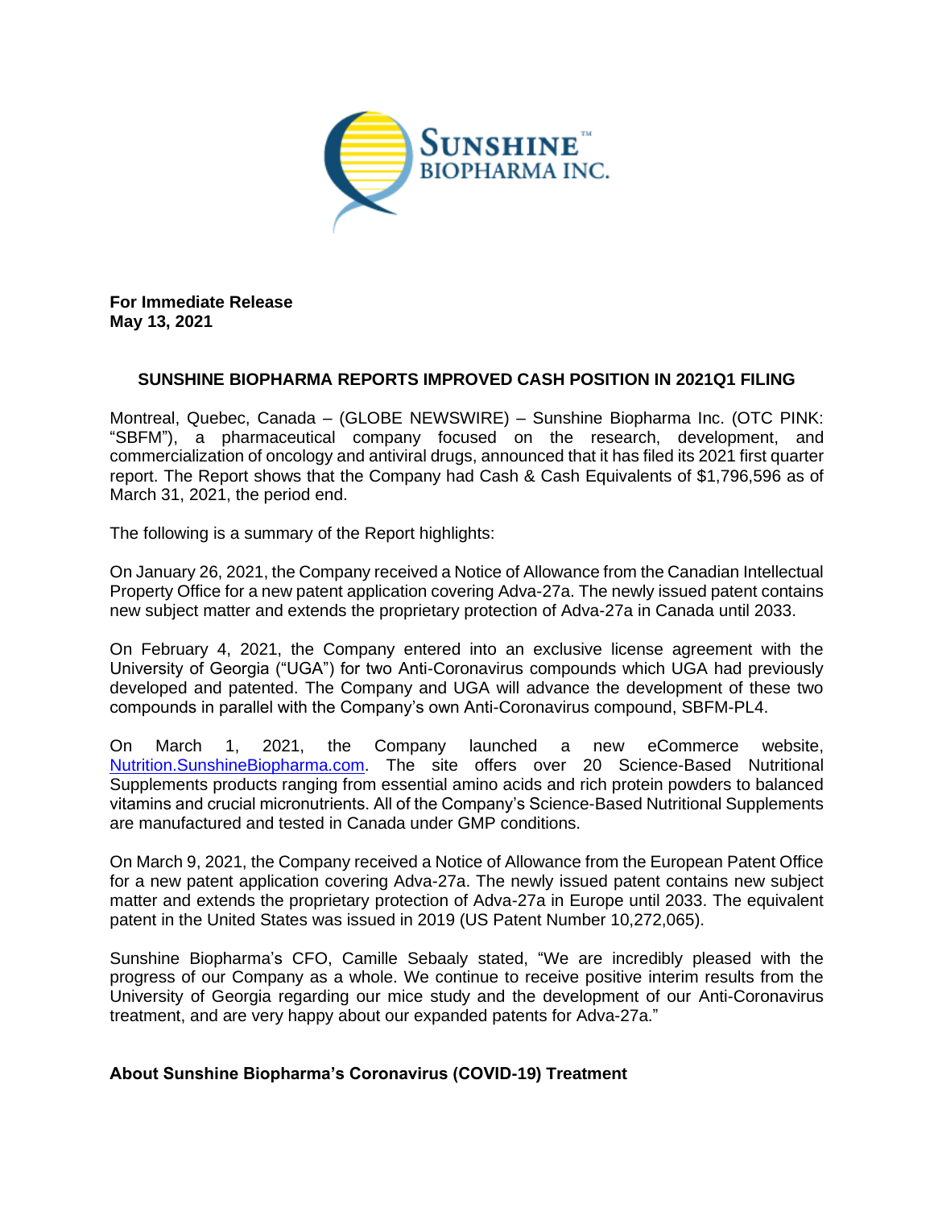**For Immediate Release**
**May 13, 2021**

# SUNSHINE BIOPHARMA REPORTS IMPROVED CASH POSITION IN 2021Q1 FILING

Montreal, Quebec, Canada – (GLOBE NEWSWIRE) – Sunshine Biopharma Inc. (OTC PINK: "SBFM"), a pharmaceutical company focused on the research, development, and commercialization of oncology and antiviral drugs, announced that it has filed its 2021 first quarter report. The Report shows that the Company had Cash & Cash Equivalents of $1,796,596 as of March 31, 2021, the period end.

The following is a summary of the Report highlights:

On January 26, 2021, the Company received a Notice of Allowance from the Canadian Intellectual Property Office for a new patent application covering Adva-27a. The newly issued patent contains new subject matter and extends the proprietary protection of Adva-27a in Canada until 2033.

On February 4, 2021, the Company entered into an exclusive license agreement with the University of Georgia ("UGA") for two Anti-Coronavirus compounds which UGA had previously developed and patented. The Company and UGA will advance the development of these two compounds in parallel with the Company's own Anti-Coronavirus compound, SBFM-PL4.

On March 1, 2021, the Company launched a new eCommerce website, [Nutrition.SunshineBiopharma.com](http://Nutrition.SunshineBiopharma.com). The site offers over 20 Science-Based Nutritional Supplements products ranging from essential amino acids and rich protein powders to balanced vitamins and crucial micronutrients. All of the Company's Science-Based Nutritional Supplements are manufactured and tested in Canada under GMP conditions.

On March 9, 2021, the Company received a Notice of Allowance from the European Patent Office for a new patent application covering Adva-27a. The newly issued patent contains new subject matter and extends the proprietary protection of Adva-27a in Europe until 2033. The equivalent patent in the United States was issued in 2019 (US Patent Number 10,272,065).

Sunshine Biopharma's CFO, Camille Sebaaly stated, "We are incredibly pleased with the progress of our Company as a whole. We continue to receive positive interim results from the University of Georgia regarding our mice study and the development of our Anti-Coronavirus treatment, and are very happy about our expanded patents for Adva-27a."

## About Sunshine Biopharma's Coronavirus (COVID-19) Treatment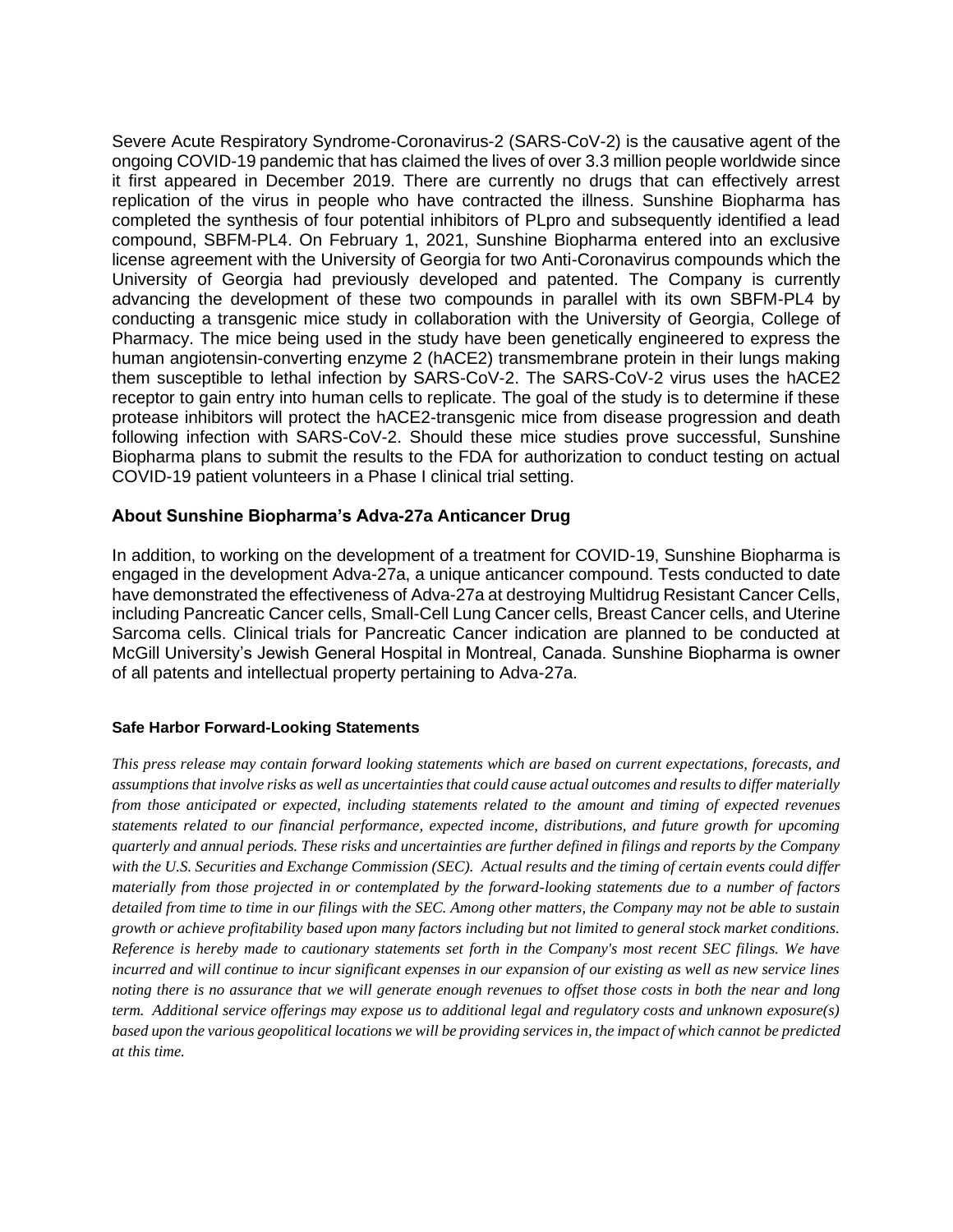Severe Acute Respiratory Syndrome-Coronavirus-2 (SARS-CoV-2) is the causative agent of the ongoing COVID-19 pandemic that has claimed the lives of over 3.3 million people worldwide since it first appeared in December 2019. There are currently no drugs that can effectively arrest replication of the virus in people who have contracted the illness. Sunshine Biopharma has completed the synthesis of four potential inhibitors of PLpro and subsequently identified a lead compound, SBFM-PL4. On February 1, 2021, Sunshine Biopharma entered into an exclusive license agreement with the University of Georgia for two Anti-Coronavirus compounds which the University of Georgia had previously developed and patented. The Company is currently advancing the development of these two compounds in parallel with its own SBFM-PL4 by conducting a transgenic mice study in collaboration with the University of Georgia, College of Pharmacy. The mice being used in the study have been genetically engineered to express the human angiotensin-converting enzyme 2 (hACE2) transmembrane protein in their lungs making them susceptible to lethal infection by SARS-CoV-2. The SARS-CoV-2 virus uses the hACE2 receptor to gain entry into human cells to replicate. The goal of the study is to determine if these protease inhibitors will protect the hACE2-transgenic mice from disease progression and death following infection with SARS-CoV-2. Should these mice studies prove successful, Sunshine Biopharma plans to submit the results to the FDA for authorization to conduct testing on actual COVID-19 patient volunteers in a Phase I clinical trial setting.

### About Sunshine Biopharma's Adva-27a Anticancer Drug

In addition, to working on the development of a treatment for COVID-19, Sunshine Biopharma is engaged in the development Adva-27a, a unique anticancer compound. Tests conducted to date have demonstrated the effectiveness of Adva-27a at destroying Multidrug Resistant Cancer Cells, including Pancreatic Cancer cells, Small-Cell Lung Cancer cells, Breast Cancer cells, and Uterine Sarcoma cells. Clinical trials for Pancreatic Cancer indication are planned to be conducted at McGill University's Jewish General Hospital in Montreal, Canada. Sunshine Biopharma is owner of all patents and intellectual property pertaining to Adva-27a.

#### Safe Harbor Forward-Looking Statements

*This press release may contain forward looking statements which are based on current expectations, forecasts, and assumptions that involve risks as well as uncertainties that could cause actual outcomes and results to differ materially from those anticipated or expected, including statements related to the amount and timing of expected revenues statements related to our financial performance, expected income, distributions, and future growth for upcoming quarterly and annual periods. These risks and uncertainties are further defined in filings and reports by the Company with the U.S. Securities and Exchange Commission (SEC). Actual results and the timing of certain events could differ materially from those projected in or contemplated by the forward-looking statements due to a number of factors detailed from time to time in our filings with the SEC. Among other matters, the Company may not be able to sustain growth or achieve profitability based upon many factors including but not limited to general stock market conditions. Reference is hereby made to cautionary statements set forth in the Company's most recent SEC filings. We have incurred and will continue to incur significant expenses in our expansion of our existing as well as new service lines noting there is no assurance that we will generate enough revenues to offset those costs in both the near and long term. Additional service offerings may expose us to additional legal and regulatory costs and unknown exposure(s) based upon the various geopolitical locations we will be providing services in, the impact of which cannot be predicted at this time.*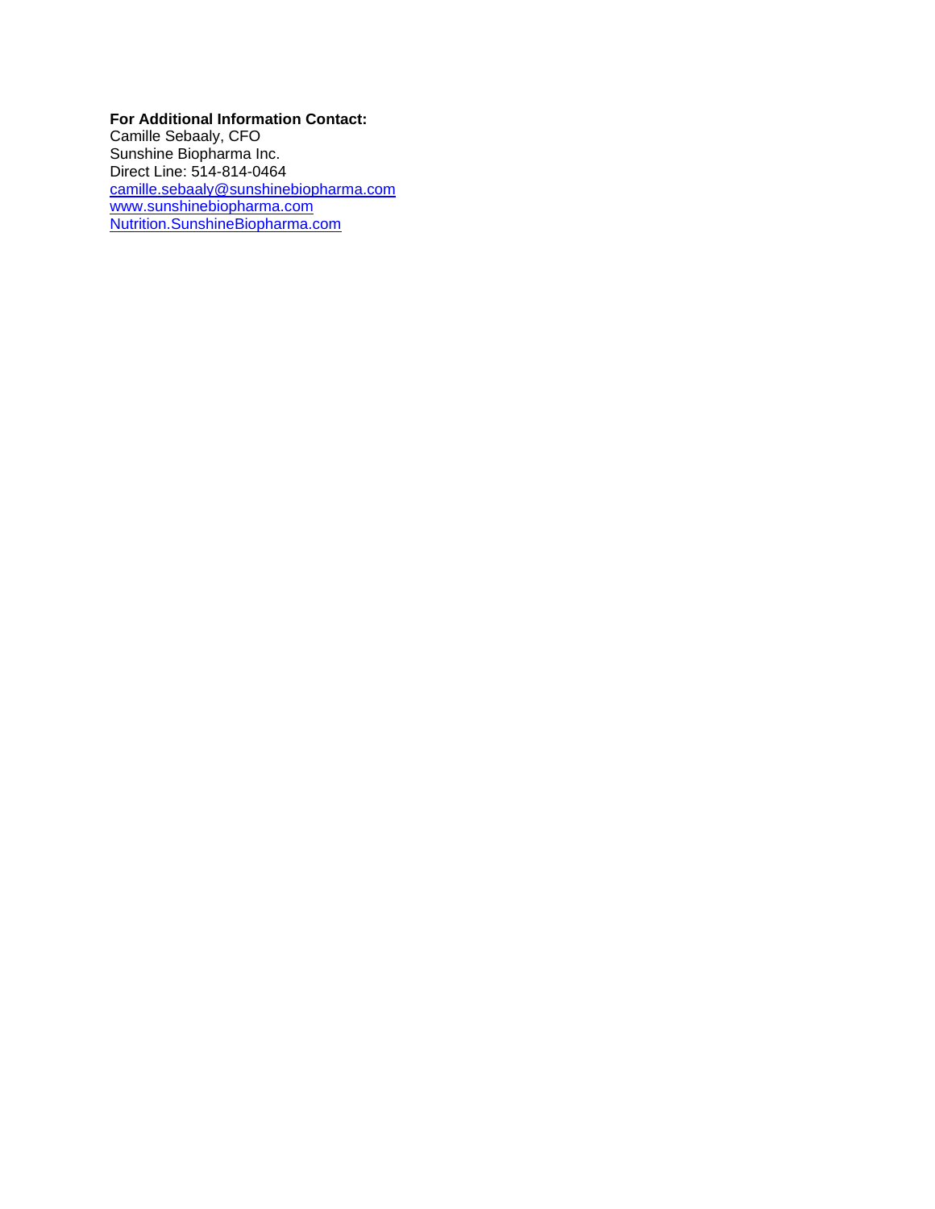**For Additional Information Contact:**
Camille Sebaaly, CFO
Sunshine Biopharma Inc.
Direct Line: 514-814-0464
camille.sebaaly@sunshinebiopharma.com
www.sunshinebiopharma.com
Nutrition.SunshineBiopharma.com